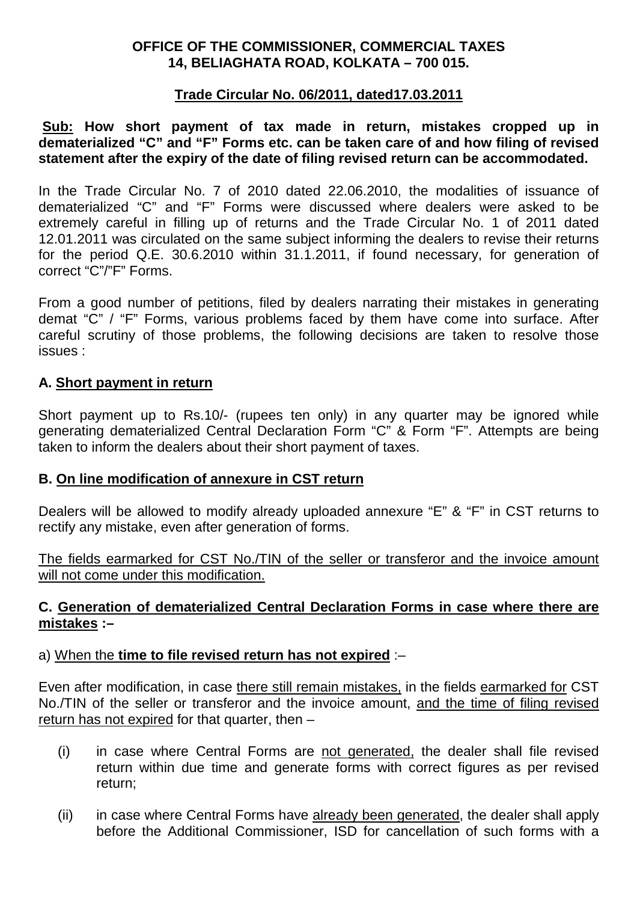**OFFICE OF THE COMMISSIONER, COMMERCIAL TAXES**
**14, BELIAGHATA ROAD, KOLKATA – 700 015.**

**Trade Circular No. 06/2011, dated17.03.2011**

**Sub: How short payment of tax made in return, mistakes cropped up in dematerialized "C" and "F" Forms etc. can be taken care of and how filing of revised statement after the expiry of the date of filing revised return can be accommodated.**

In the Trade Circular No. 7 of 2010 dated 22.06.2010, the modalities of issuance of dematerialized "C" and "F" Forms were discussed where dealers were asked to be extremely careful in filling up of returns and the Trade Circular No. 1 of 2011 dated 12.01.2011 was circulated on the same subject informing the dealers to revise their returns for the period Q.E. 30.6.2010 within 31.1.2011, if found necessary, for generation of correct "C"/"F" Forms.

From a good number of petitions, filed by dealers narrating their mistakes in generating demat "C" / "F" Forms, various problems faced by them have come into surface. After careful scrutiny of those problems, the following decisions are taken to resolve those issues :

**A. Short payment in return**

Short payment up to Rs.10/- (rupees ten only) in any quarter may be ignored while generating dematerialized Central Declaration Form "C" & Form "F". Attempts are being taken to inform the dealers about their short payment of taxes.

**B. On line modification of annexure in CST return**

Dealers will be allowed to modify already uploaded annexure "E" & "F" in CST returns to rectify any mistake, even after generation of forms.

The fields earmarked for CST No./TIN of the seller or transferor and the invoice amount will not come under this modification.

**C. Generation of dematerialized Central Declaration Forms in case where there are mistakes :–**

a) When the **time to file revised return has not expired** :–

Even after modification, in case there still remain mistakes, in the fields earmarked for CST No./TIN of the seller or transferor and the invoice amount, and the time of filing revised return has not expired for that quarter, then –

(i) in case where Central Forms are not generated, the dealer shall file revised return within due time and generate forms with correct figures as per revised return;

(ii) in case where Central Forms have already been generated, the dealer shall apply before the Additional Commissioner, ISD for cancellation of such forms with a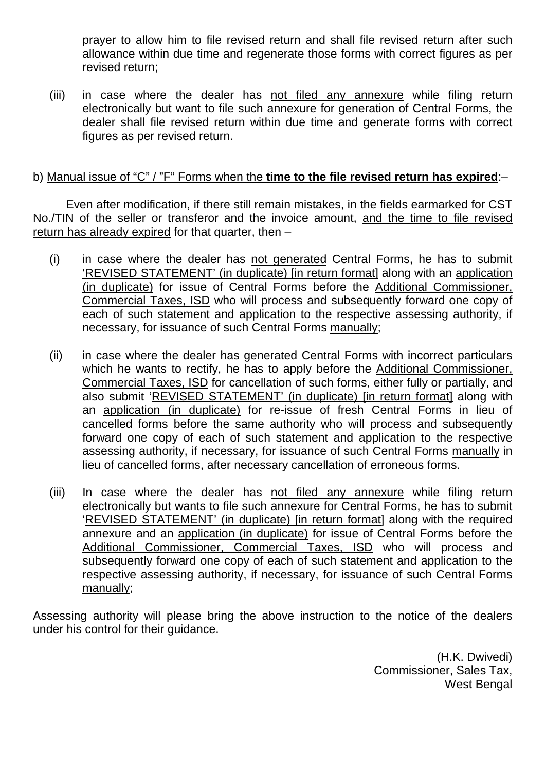prayer to allow him to file revised return and shall file revised return after such allowance within due time and regenerate those forms with correct figures as per revised return;

(iii) in case where the dealer has not filed any annexure while filing return electronically but want to file such annexure for generation of Central Forms, the dealer shall file revised return within due time and generate forms with correct figures as per revised return.

b) Manual issue of "C" / "F" Forms when the **time to the file revised return has expired**:–

Even after modification, if there still remain mistakes, in the fields earmarked for CST No./TIN of the seller or transferor and the invoice amount, and the time to file revised return has already expired for that quarter, then –

(i) in case where the dealer has not generated Central Forms, he has to submit 'REVISED STATEMENT' (in duplicate) [in return format] along with an application (in duplicate) for issue of Central Forms before the Additional Commissioner, Commercial Taxes, ISD who will process and subsequently forward one copy of each of such statement and application to the respective assessing authority, if necessary, for issuance of such Central Forms manually;

(ii) in case where the dealer has generated Central Forms with incorrect particulars which he wants to rectify, he has to apply before the Additional Commissioner, Commercial Taxes, ISD for cancellation of such forms, either fully or partially, and also submit 'REVISED STATEMENT' (in duplicate) [in return format] along with an application (in duplicate) for re-issue of fresh Central Forms in lieu of cancelled forms before the same authority who will process and subsequently forward one copy of each of such statement and application to the respective assessing authority, if necessary, for issuance of such Central Forms manually in lieu of cancelled forms, after necessary cancellation of erroneous forms.

(iii) In case where the dealer has not filed any annexure while filing return electronically but wants to file such annexure for Central Forms, he has to submit 'REVISED STATEMENT' (in duplicate) [in return format] along with the required annexure and an application (in duplicate) for issue of Central Forms before the Additional Commissioner, Commercial Taxes, ISD who will process and subsequently forward one copy of each of such statement and application to the respective assessing authority, if necessary, for issuance of such Central Forms manually;

Assessing authority will please bring the above instruction to the notice of the dealers under his control for their guidance.

(H.K. Dwivedi)
Commissioner, Sales Tax,
West Bengal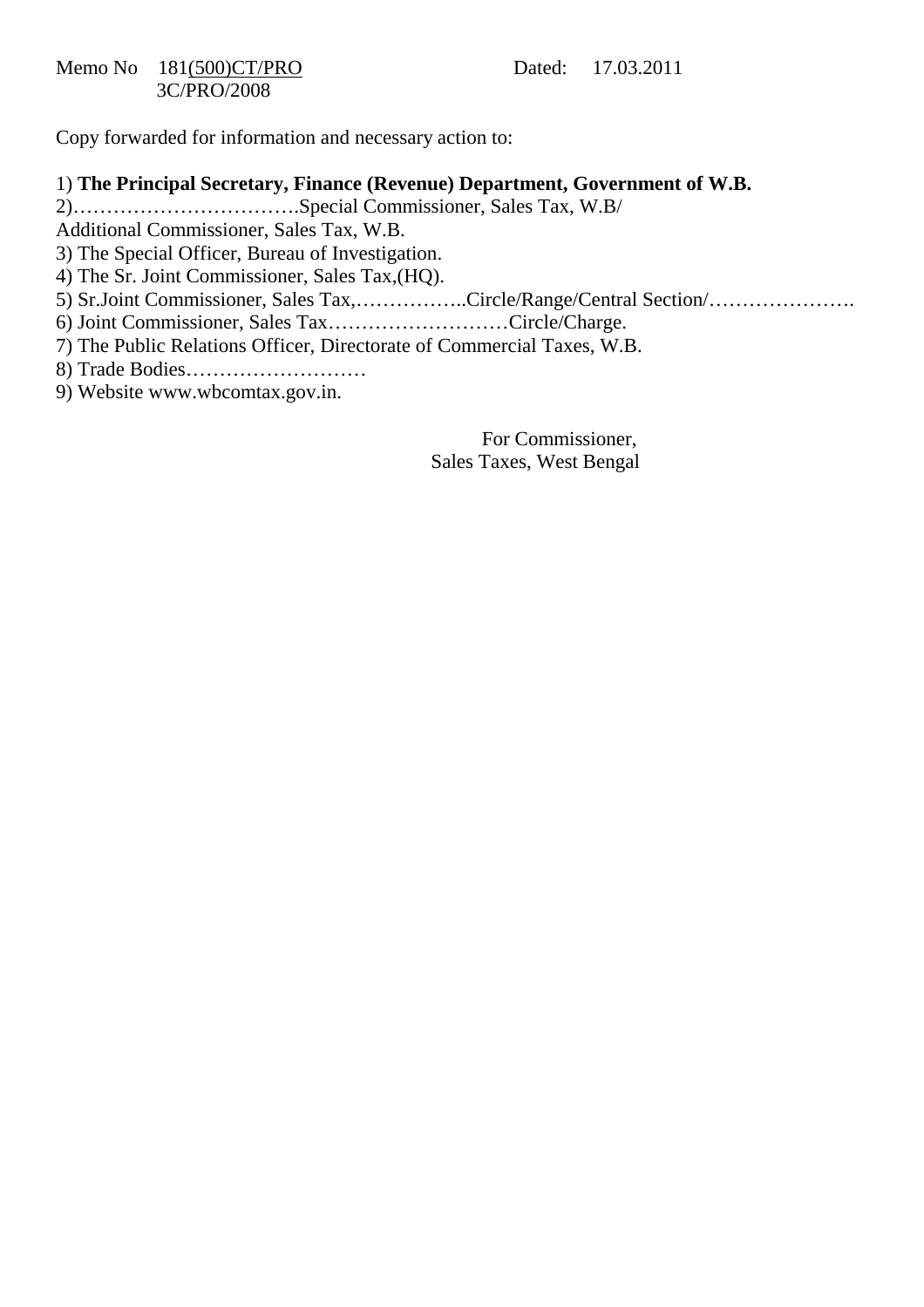Memo No 181(500)CT/PRO Dated: 17.03.2011
3C/PRO/2008

Copy forwarded for information and necessary action to:

1) **The Principal Secretary, Finance (Revenue) Department, Government of W.B.**
2)…………………………….Special Commissioner, Sales Tax, W.B/
Additional Commissioner, Sales Tax, W.B.
3) The Special Officer, Bureau of Investigation.
4) The Sr. Joint Commissioner, Sales Tax,(HQ).
5) Sr.Joint Commissioner, Sales Tax,……………..Circle/Range/Central Section/………………….
6) Joint Commissioner, Sales Tax………………………Circle/Charge.
7) The Public Relations Officer, Directorate of Commercial Taxes, W.B.
8) Trade Bodies………………………
9) Website www.wbcomtax.gov.in.

For Commissioner,
Sales Taxes, West Bengal